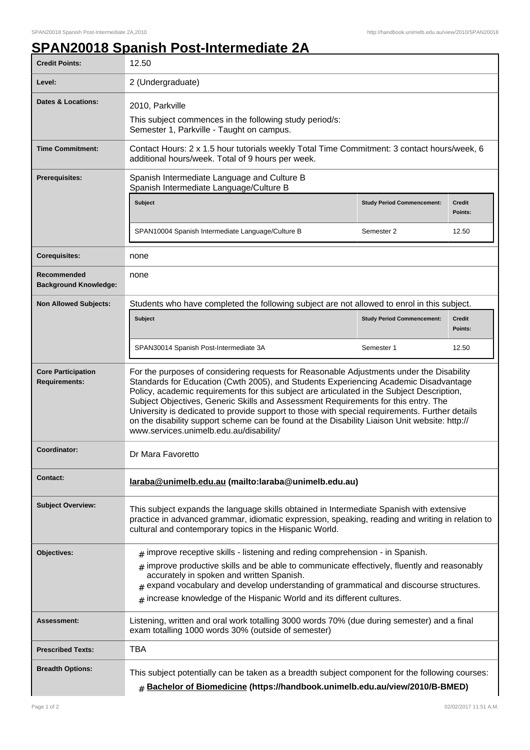# SPAN20018 Spanish Post-Intermediate 2A

| | |
|---|---|
| **Credit Points:** | 12.50 |
| **Level:** | 2 (Undergraduate) |
| **Dates & Locations:** | 2010, Parkville<br>This subject commences in the following study period/s:<br>Semester 1, Parkville - Taught on campus. |
| **Time Commitment:** | Contact Hours: 2 x 1.5 hour tutorials weekly Total Time Commitment: 3 contact hours/week, 6 additional hours/week. Total of 9 hours per week. |
| **Prerequisites:** | Spanish Intermediate Language and Culture B<br>Spanish Intermediate Language/Culture B<br><br>**Subject** / **Study Period Commencement:** / **Credit Points:**<br>SPAN10004 Spanish Intermediate Language/Culture B / Semester 2 / 12.50 |
| **Corequisites:** | none |
| **Recommended Background Knowledge:** | none |
| **Non Allowed Subjects:** | Students who have completed the following subject are not allowed to enrol in this subject.<br><br>**Subject** / **Study Period Commencement:** / **Credit Points:**<br>SPAN30014 Spanish Post-Intermediate 3A / Semester 1 / 12.50 |
| **Core Participation Requirements:** | For the purposes of considering requests for Reasonable Adjustments under the Disability Standards for Education (Cwth 2005), and Students Experiencing Academic Disadvantage Policy, academic requirements for this subject are articulated in the Subject Description, Subject Objectives, Generic Skills and Assessment Requirements for this entry. The University is dedicated to provide support to those with special requirements. Further details on the disability support scheme can be found at the Disability Liaison Unit website: http://www.services.unimelb.edu.au/disability/ |
| **Coordinator:** | Dr Mara Favoretto |
| **Contact:** | **laraba@unimelb.edu.au (mailto:laraba@unimelb.edu.au)** |
| **Subject Overview:** | This subject expands the language skills obtained in Intermediate Spanish with extensive practice in advanced grammar, idiomatic expression, speaking, reading and writing in relation to cultural and contemporary topics in the Hispanic World. |
| **Objectives:** | # improve receptive skills - listening and reding comprehension - in Spanish.<br># improve productive skills and be able to communicate effectively, fluently and reasonably accurately in spoken and written Spanish.<br># expand vocabulary and develop understanding of grammatical and discourse structures.<br># increase knowledge of the Hispanic World and its different cultures. |
| **Assessment:** | Listening, written and oral work totalling 3000 words 70% (due during semester) and a final exam totalling 1000 words 30% (outside of semester) |
| **Prescribed Texts:** | TBA |
| **Breadth Options:** | This subject potentially can be taken as a breadth subject component for the following courses:<br># **Bachelor of Biomedicine (https://handbook.unimelb.edu.au/view/2010/B-BMED)** |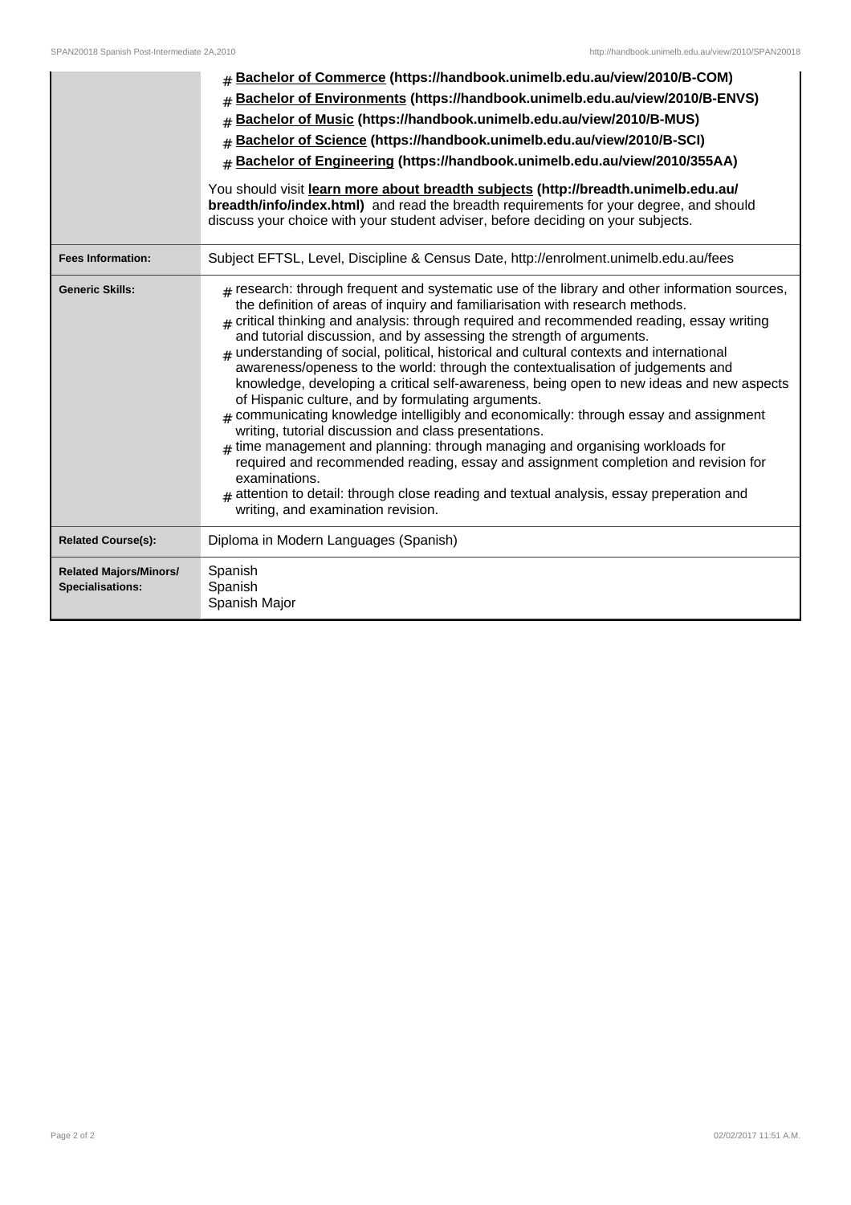| | |
|---|---|
| | # **Bachelor of Commerce (https://handbook.unimelb.edu.au/view/2010/B-COM)**<br># **Bachelor of Environments (https://handbook.unimelb.edu.au/view/2010/B-ENVS)**<br># **Bachelor of Music (https://handbook.unimelb.edu.au/view/2010/B-MUS)**<br># **Bachelor of Science (https://handbook.unimelb.edu.au/view/2010/B-SCI)**<br># **Bachelor of Engineering (https://handbook.unimelb.edu.au/view/2010/355AA)**<br><br>You should visit **learn more about breadth subjects (http://breadth.unimelb.edu.au/breadth/info/index.html)** and read the breadth requirements for your degree, and should discuss your choice with your student adviser, before deciding on your subjects. |
| **Fees Information:** | Subject EFTSL, Level, Discipline & Census Date, http://enrolment.unimelb.edu.au/fees |
| **Generic Skills:** | # research: through frequent and systematic use of the library and other information sources, the definition of areas of inquiry and familiarisation with research methods.<br># critical thinking and analysis: through required and recommended reading, essay writing and tutorial discussion, and by assessing the strength of arguments.<br># understanding of social, political, historical and cultural contexts and international awareness/openess to the world: through the contextualisation of judgements and knowledge, developing a critical self-awareness, being open to new ideas and new aspects of Hispanic culture, and by formulating arguments.<br># communicating knowledge intelligibly and economically: through essay and assignment writing, tutorial discussion and class presentations.<br># time management and planning: through managing and organising workloads for required and recommended reading, essay and assignment completion and revision for examinations.<br># attention to detail: through close reading and textual analysis, essay preperation and writing, and examination revision. |
| **Related Course(s):** | Diploma in Modern Languages (Spanish) |
| **Related Majors/Minors/ Specialisations:** | Spanish<br>Spanish<br>Spanish Major |